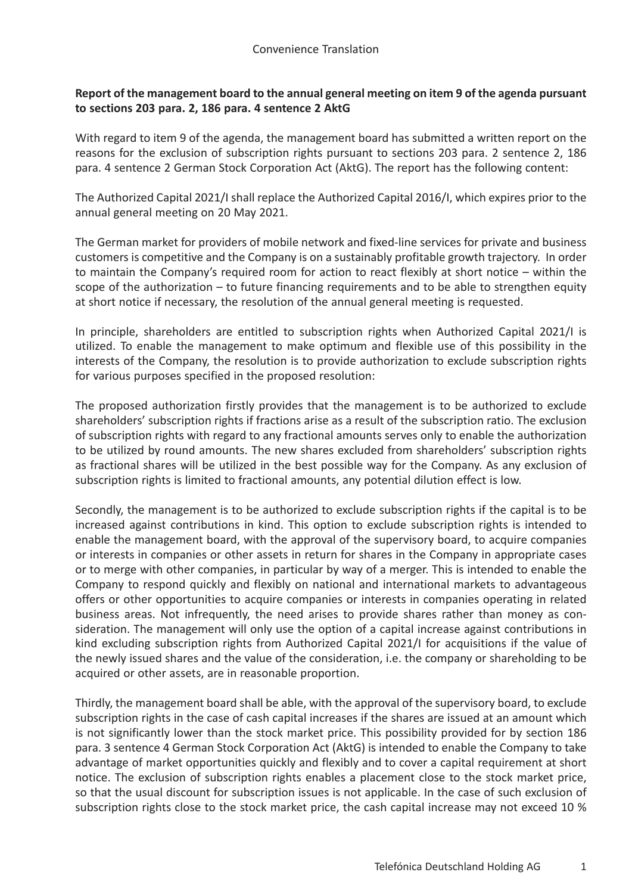Convenience Translation

**Report of the management board to the annual general meeting on item 9 of the agenda pursuant to sections 203 para. 2, 186 para. 4 sentence 2 AktG**

With regard to item 9 of the agenda, the management board has submitted a written report on the reasons for the exclusion of subscription rights pursuant to sections 203 para. 2 sentence 2, 186 para. 4 sentence 2 German Stock Corporation Act (AktG). The report has the following content:

The Authorized Capital 2021/I shall replace the Authorized Capital 2016/I, which expires prior to the annual general meeting on 20 May 2021.

The German market for providers of mobile network and fixed-line services for private and business customers is competitive and the Company is on a sustainably profitable growth trajectory. In order to maintain the Company's required room for action to react flexibly at short notice – within the scope of the authorization – to future financing requirements and to be able to strengthen equity at short notice if necessary, the resolution of the annual general meeting is requested.

In principle, shareholders are entitled to subscription rights when Authorized Capital 2021/I is utilized. To enable the management to make optimum and flexible use of this possibility in the interests of the Company, the resolution is to provide authorization to exclude subscription rights for various purposes specified in the proposed resolution:

The proposed authorization firstly provides that the management is to be authorized to exclude shareholders' subscription rights if fractions arise as a result of the subscription ratio. The exclusion of subscription rights with regard to any fractional amounts serves only to enable the authorization to be utilized by round amounts. The new shares excluded from shareholders' subscription rights as fractional shares will be utilized in the best possible way for the Company. As any exclusion of subscription rights is limited to fractional amounts, any potential dilution effect is low.

Secondly, the management is to be authorized to exclude subscription rights if the capital is to be increased against contributions in kind. This option to exclude subscription rights is intended to enable the management board, with the approval of the supervisory board, to acquire companies or interests in companies or other assets in return for shares in the Company in appropriate cases or to merge with other companies, in particular by way of a merger. This is intended to enable the Company to respond quickly and flexibly on national and international markets to advantageous offers or other opportunities to acquire companies or interests in companies operating in related business areas. Not infrequently, the need arises to provide shares rather than money as consideration. The management will only use the option of a capital increase against contributions in kind excluding subscription rights from Authorized Capital 2021/I for acquisitions if the value of the newly issued shares and the value of the consideration, i.e. the company or shareholding to be acquired or other assets, are in reasonable proportion.

Thirdly, the management board shall be able, with the approval of the supervisory board, to exclude subscription rights in the case of cash capital increases if the shares are issued at an amount which is not significantly lower than the stock market price. This possibility provided for by section 186 para. 3 sentence 4 German Stock Corporation Act (AktG) is intended to enable the Company to take advantage of market opportunities quickly and flexibly and to cover a capital requirement at short notice. The exclusion of subscription rights enables a placement close to the stock market price, so that the usual discount for subscription issues is not applicable. In the case of such exclusion of subscription rights close to the stock market price, the cash capital increase may not exceed 10 %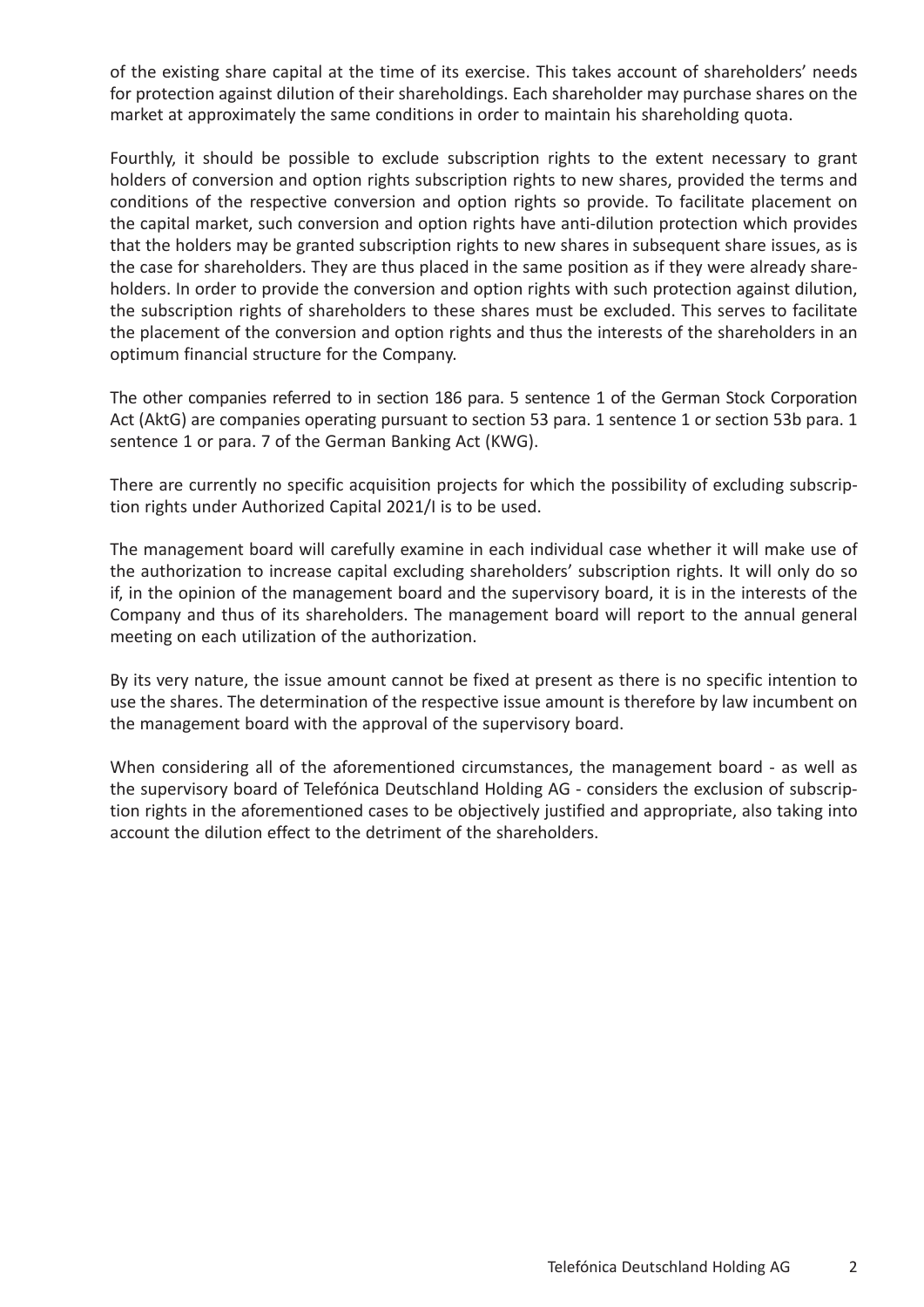of the existing share capital at the time of its exercise. This takes account of shareholders' needs for protection against dilution of their shareholdings. Each shareholder may purchase shares on the market at approximately the same conditions in order to maintain his shareholding quota.

Fourthly, it should be possible to exclude subscription rights to the extent necessary to grant holders of conversion and option rights subscription rights to new shares, provided the terms and conditions of the respective conversion and option rights so provide. To facilitate placement on the capital market, such conversion and option rights have anti-dilution protection which provides that the holders may be granted subscription rights to new shares in subsequent share issues, as is the case for shareholders. They are thus placed in the same position as if they were already shareholders. In order to provide the conversion and option rights with such protection against dilution, the subscription rights of shareholders to these shares must be excluded. This serves to facilitate the placement of the conversion and option rights and thus the interests of the shareholders in an optimum financial structure for the Company.

The other companies referred to in section 186 para. 5 sentence 1 of the German Stock Corporation Act (AktG) are companies operating pursuant to section 53 para. 1 sentence 1 or section 53b para. 1 sentence 1 or para. 7 of the German Banking Act (KWG).

There are currently no specific acquisition projects for which the possibility of excluding subscription rights under Authorized Capital 2021/I is to be used.

The management board will carefully examine in each individual case whether it will make use of the authorization to increase capital excluding shareholders' subscription rights. It will only do so if, in the opinion of the management board and the supervisory board, it is in the interests of the Company and thus of its shareholders. The management board will report to the annual general meeting on each utilization of the authorization.

By its very nature, the issue amount cannot be fixed at present as there is no specific intention to use the shares. The determination of the respective issue amount is therefore by law incumbent on the management board with the approval of the supervisory board.

When considering all of the aforementioned circumstances, the management board - as well as the supervisory board of Telefónica Deutschland Holding AG - considers the exclusion of subscription rights in the aforementioned cases to be objectively justified and appropriate, also taking into account the dilution effect to the detriment of the shareholders.